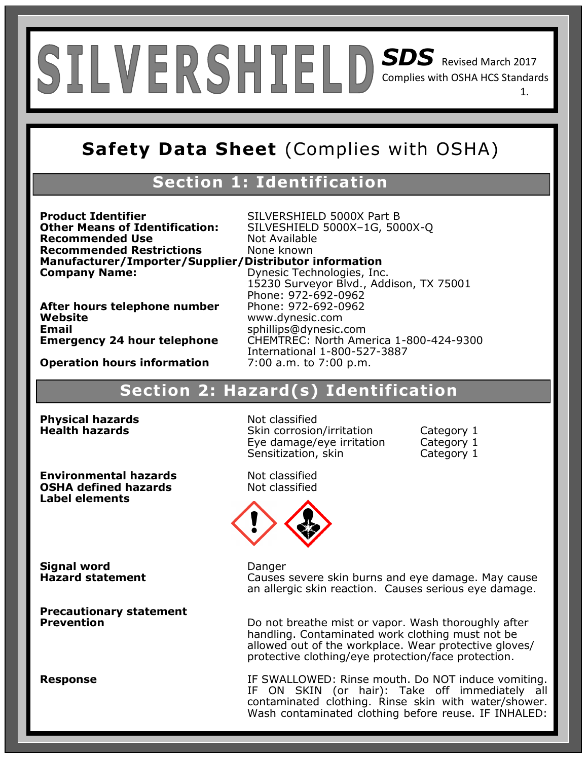# SILVERSHIELD

***SDS*** Revised March 2017
Complies with OSHA HCS Standards

## **Safety Data Sheet** (Complies with OSHA)

## Section 1: Identification

**Product Identifier** SILVERSHIELD 5000X Part B
**Other Means of Identification:** SILVESHIELD 5000X–1G, 5000X-Q
**Recommended Use** Not Available
**Recommended Restrictions** None known
**Manufacturer/Importer/Supplier/Distributor information**
**Company Name:** Dynesic Technologies, Inc.
15230 Surveyor Blvd., Addison, TX 75001
Phone: 972-692-0962
**After hours telephone number** Phone: 972-692-0962
**Website** www.dynesic.com
**Email** sphillips@dynesic.com
**Emergency 24 hour telephone** CHEMTREC: North America 1-800-424-9300
International 1-800-527-3887
**Operation hours information** 7:00 a.m. to 7:00 p.m.

## Section 2: Hazard(s) Identification

**Physical hazards** Not classified

**Health hazards**

| | |
|---|---|
| Skin corrosion/irritation | Category 1 |
| Eye damage/eye irritation | Category 1 |
| Sensitization, skin | Category 1 |

**Environmental hazards** Not classified
**OSHA defined hazards** Not classified
**Label elements**

**Signal word** Danger
**Hazard statement** Causes severe skin burns and eye damage. May cause an allergic skin reaction. Causes serious eye damage.

**Precautionary statement**
**Prevention** Do not breathe mist or vapor. Wash thoroughly after handling. Contaminated work clothing must not be allowed out of the workplace. Wear protective gloves/ protective clothing/eye protection/face protection.

**Response** IF SWALLOWED: Rinse mouth. Do NOT induce vomiting. IF ON SKIN (or hair): Take off immediately all contaminated clothing. Rinse skin with water/shower. Wash contaminated clothing before reuse. IF INHALED: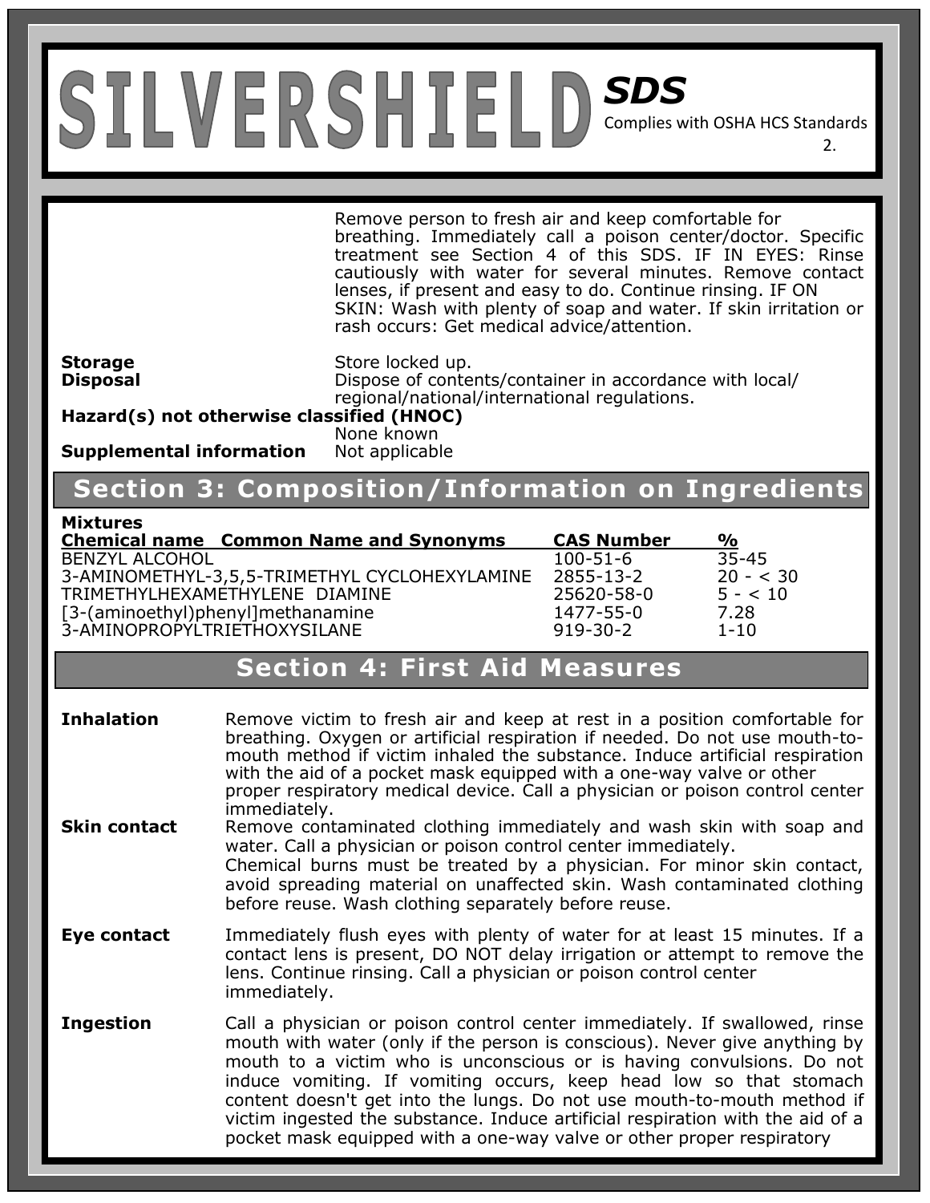Remove person to fresh air and keep comfortable for breathing. Immediately call a poison center/doctor. Specific treatment see Section 4 of this SDS. IF IN EYES: Rinse cautiously with water for several minutes. Remove contact lenses, if present and easy to do. Continue rinsing. IF ON SKIN: Wash with plenty of soap and water. If skin irritation or rash occurs: Get medical advice/attention.

**Storage** Store locked up.

**Disposal** Dispose of contents/container in accordance with local/ regional/national/international regulations.

**Hazard(s) not otherwise classified (HNOC)**
None known

**Supplemental information** Not applicable

## Section 3: Composition/Information on Ingredients

**Mixtures**

| Chemical name Common Name and Synonyms | CAS Number | % |
|---|---|---|
| BENZYL ALCOHOL | 100-51-6 | 35-45 |
| 3-AMINOMETHYL-3,5,5-TRIMETHYL CYCLOHEXYLAMINE | 2855-13-2 | 20 - < 30 |
| TRIMETHYLHEXAMETHYLENE DIAMINE | 25620-58-0 | 5 - < 10 |
| [3-(aminoethyl)phenyl]methanamine | 1477-55-0 | 7.28 |
| 3-AMINOPROPYLTRIETHOXYSILANE | 919-30-2 | 1-10 |

## Section 4: First Aid Measures

**Inhalation** Remove victim to fresh air and keep at rest in a position comfortable for breathing. Oxygen or artificial respiration if needed. Do not use mouth-to-mouth method if victim inhaled the substance. Induce artificial respiration with the aid of a pocket mask equipped with a one-way valve or other proper respiratory medical device. Call a physician or poison control center immediately.

**Skin contact** Remove contaminated clothing immediately and wash skin with soap and water. Call a physician or poison control center immediately.
Chemical burns must be treated by a physician. For minor skin contact, avoid spreading material on unaffected skin. Wash contaminated clothing before reuse. Wash clothing separately before reuse.

**Eye contact** Immediately flush eyes with plenty of water for at least 15 minutes. If a contact lens is present, DO NOT delay irrigation or attempt to remove the lens. Continue rinsing. Call a physician or poison control center immediately.

**Ingestion** Call a physician or poison control center immediately. If swallowed, rinse mouth with water (only if the person is conscious). Never give anything by mouth to a victim who is unconscious or is having convulsions. Do not induce vomiting. If vomiting occurs, keep head low so that stomach content doesn't get into the lungs. Do not use mouth-to-mouth method if victim ingested the substance. Induce artificial respiration with the aid of a pocket mask equipped with a one-way valve or other proper respiratory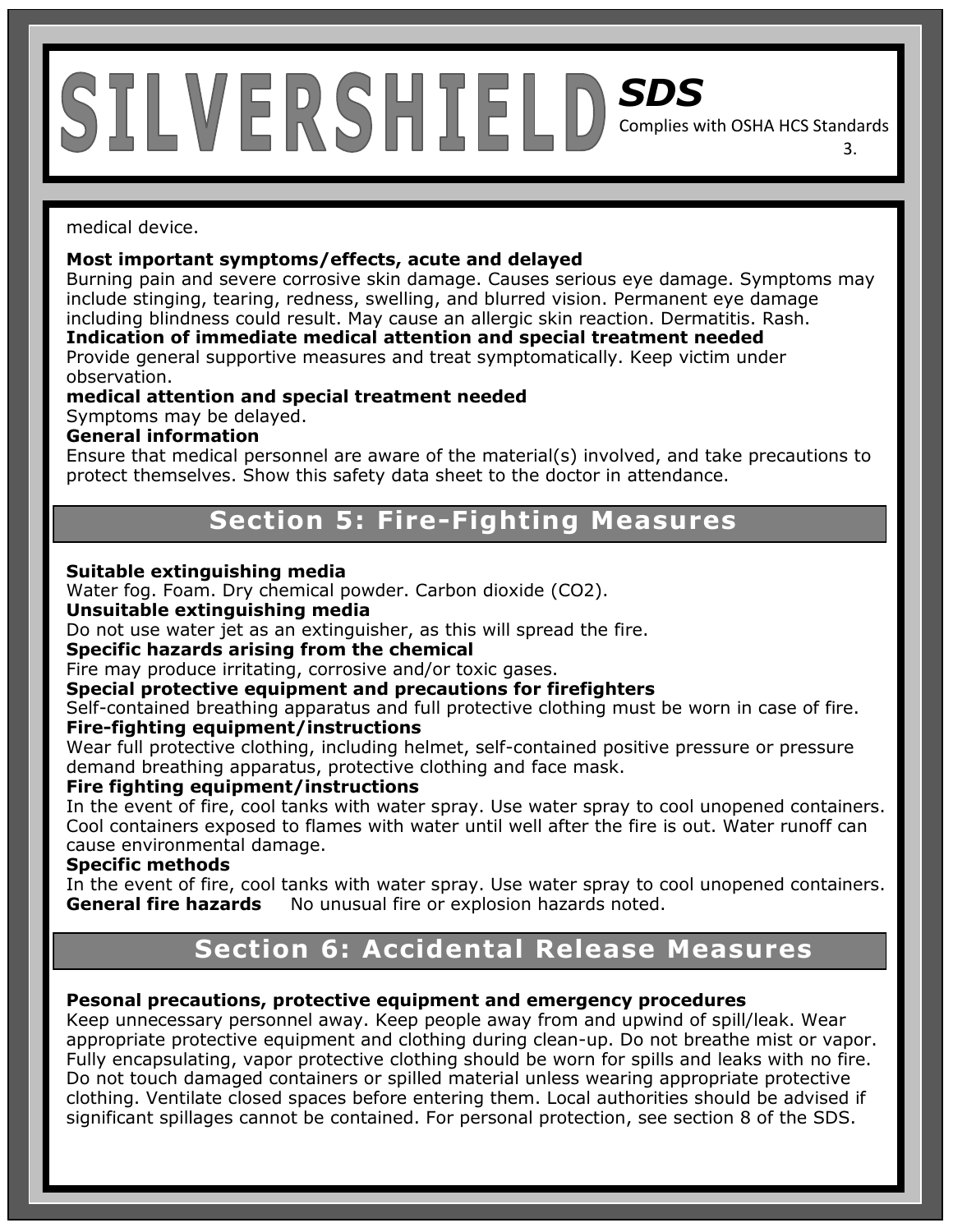medical device.

**Most important symptoms/effects, acute and delayed**
Burning pain and severe corrosive skin damage. Causes serious eye damage. Symptoms may include stinging, tearing, redness, swelling, and blurred vision. Permanent eye damage including blindness could result. May cause an allergic skin reaction. Dermatitis. Rash.
**Indication of immediate medical attention and special treatment needed**
Provide general supportive measures and treat symptomatically. Keep victim under observation.
**medical attention and special treatment needed**
Symptoms may be delayed.
**General information**
Ensure that medical personnel are aware of the material(s) involved, and take precautions to protect themselves. Show this safety data sheet to the doctor in attendance.

## Section 5: Fire-Fighting Measures

**Suitable extinguishing media**
Water fog. Foam. Dry chemical powder. Carbon dioxide ($CO_2$).
**Unsuitable extinguishing media**
Do not use water jet as an extinguisher, as this will spread the fire.
**Specific hazards arising from the chemical**
Fire may produce irritating, corrosive and/or toxic gases.
**Special protective equipment and precautions for firefighters**
Self-contained breathing apparatus and full protective clothing must be worn in case of fire.
**Fire-fighting equipment/instructions**
Wear full protective clothing, including helmet, self-contained positive pressure or pressure demand breathing apparatus, protective clothing and face mask.
**Fire fighting equipment/instructions**
In the event of fire, cool tanks with water spray. Use water spray to cool unopened containers. Cool containers exposed to flames with water until well after the fire is out. Water runoff can cause environmental damage.
**Specific methods**
In the event of fire, cool tanks with water spray. Use water spray to cool unopened containers.
**General fire hazards** No unusual fire or explosion hazards noted.

## Section 6: Accidental Release Measures

**Pesonal precautions, protective equipment and emergency procedures**
Keep unnecessary personnel away. Keep people away from and upwind of spill/leak. Wear appropriate protective equipment and clothing during clean-up. Do not breathe mist or vapor. Fully encapsulating, vapor protective clothing should be worn for spills and leaks with no fire. Do not touch damaged containers or spilled material unless wearing appropriate protective clothing. Ventilate closed spaces before entering them. Local authorities should be advised if significant spillages cannot be contained. For personal protection, see section 8 of the SDS.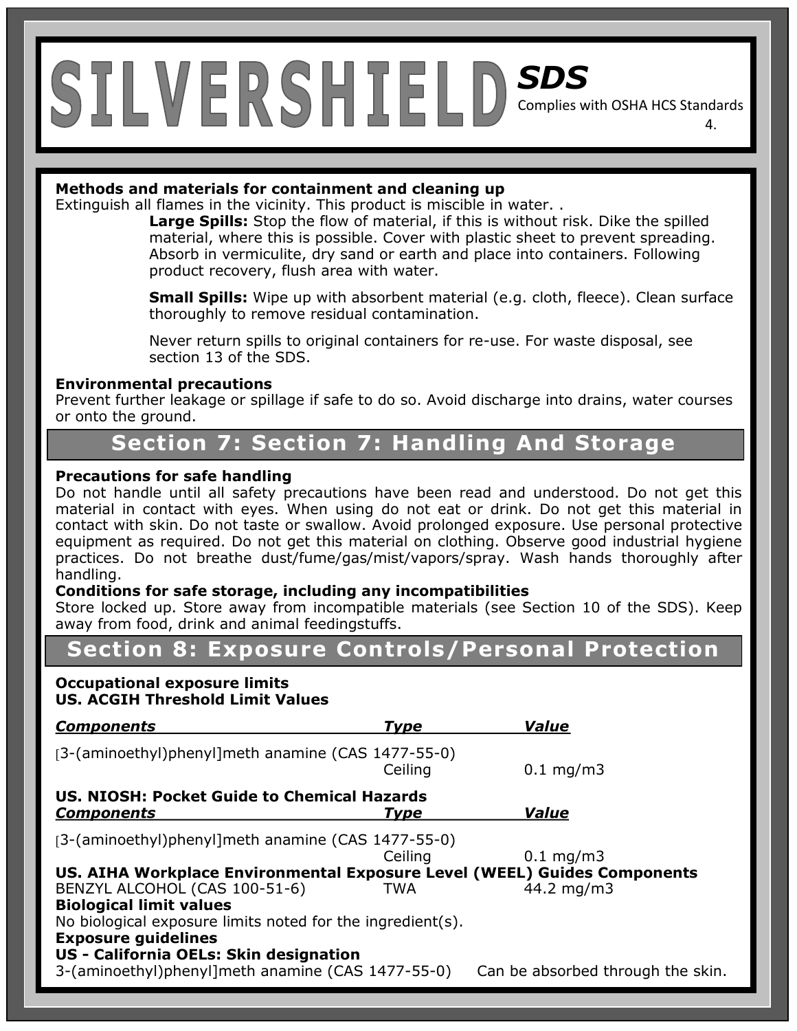**Methods and materials for containment and cleaning up**
Extinguish all flames in the vicinity. This product is miscible in water. .

**Large Spills:** Stop the flow of material, if this is without risk. Dike the spilled material, where this is possible. Cover with plastic sheet to prevent spreading. Absorb in vermiculite, dry sand or earth and place into containers. Following product recovery, flush area with water.

**Small Spills:** Wipe up with absorbent material (e.g. cloth, fleece). Clean surface thoroughly to remove residual contamination.

Never return spills to original containers for re-use. For waste disposal, see section 13 of the SDS.

**Environmental precautions**
Prevent further leakage or spillage if safe to do so. Avoid discharge into drains, water courses or onto the ground.

## Section 7: Section 7: Handling And Storage

**Precautions for safe handling**
Do not handle until all safety precautions have been read and understood. Do not get this material in contact with eyes. When using do not eat or drink. Do not get this material in contact with skin. Do not taste or swallow. Avoid prolonged exposure. Use personal protective equipment as required. Do not get this material on clothing. Observe good industrial hygiene practices. Do not breathe dust/fume/gas/mist/vapors/spray. Wash hands thoroughly after handling.

**Conditions for safe storage, including any incompatibilities**
Store locked up. Store away from incompatible materials (see Section 10 of the SDS). Keep away from food, drink and animal feedingstuffs.

## Section 8: Exposure Controls/Personal Protection

**Occupational exposure limits**
**US. ACGIH Threshold Limit Values**

| ***Components*** | ***Type*** | ***Value*** |
|---|---|---|
| [3-(aminoethyl)phenyl]meth anamine (CAS 1477-55-0) | Ceiling | 0.1 mg/m3 |

**US. NIOSH: Pocket Guide to Chemical Hazards**

| ***Components*** | ***Type*** | ***Value*** |
|---|---|---|
| [3-(aminoethyl)phenyl]meth anamine (CAS 1477-55-0) | Ceiling | 0.1 mg/m3 |

**US. AIHA Workplace Environmental Exposure Level (WEEL) Guides Components**

| | | |
|---|---|---|
| BENZYL ALCOHOL (CAS 100-51-6) | TWA | 44.2 mg/m3 |

**Biological limit values**
No biological exposure limits noted for the ingredient(s).
**Exposure guidelines**
**US - California OELs: Skin designation**
3-(aminoethyl)phenyl]meth anamine (CAS 1477-55-0) Can be absorbed through the skin.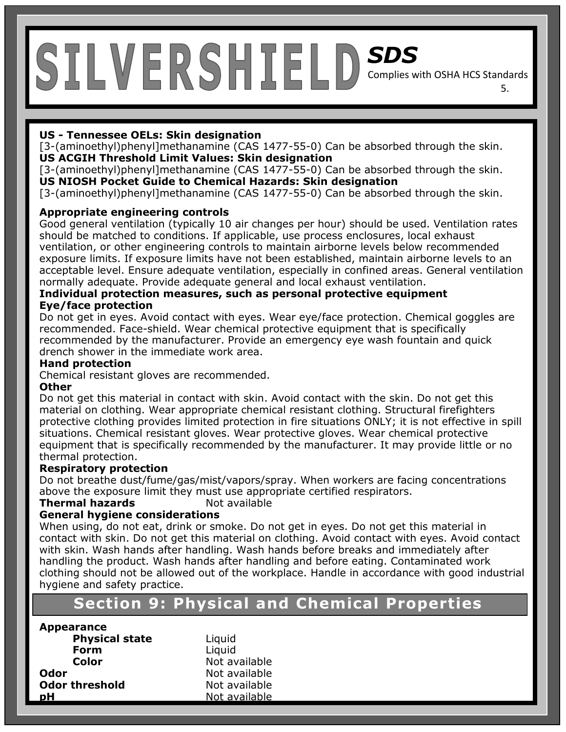**US - Tennessee OELs: Skin designation**
[3-(aminoethyl)phenyl]methanamine (CAS 1477-55-0) Can be absorbed through the skin.
**US ACGIH Threshold Limit Values: Skin designation**
[3-(aminoethyl)phenyl]methanamine (CAS 1477-55-0) Can be absorbed through the skin.
**US NIOSH Pocket Guide to Chemical Hazards: Skin designation**
[3-(aminoethyl)phenyl]methanamine (CAS 1477-55-0) Can be absorbed through the skin.

**Appropriate engineering controls**
Good general ventilation (typically 10 air changes per hour) should be used. Ventilation rates should be matched to conditions. If applicable, use process enclosures, local exhaust ventilation, or other engineering controls to maintain airborne levels below recommended exposure limits. If exposure limits have not been established, maintain airborne levels to an acceptable level. Ensure adequate ventilation, especially in confined areas. General ventilation normally adequate. Provide adequate general and local exhaust ventilation.

**Individual protection measures, such as personal protective equipment**

**Eye/face protection**
Do not get in eyes. Avoid contact with eyes. Wear eye/face protection. Chemical goggles are recommended. Face-shield. Wear chemical protective equipment that is specifically recommended by the manufacturer. Provide an emergency eye wash fountain and quick drench shower in the immediate work area.

**Hand protection**
Chemical resistant gloves are recommended.

**Other**
Do not get this material in contact with skin. Avoid contact with the skin. Do not get this material on clothing. Wear appropriate chemical resistant clothing. Structural firefighters protective clothing provides limited protection in fire situations ONLY; it is not effective in spill situations. Chemical resistant gloves. Wear protective gloves. Wear chemical protective equipment that is specifically recommended by the manufacturer. It may provide little or no thermal protection.

**Respiratory protection**
Do not breathe dust/fume/gas/mist/vapors/spray. When workers are facing concentrations above the exposure limit they must use appropriate certified respirators.

**Thermal hazards** Not available

**General hygiene considerations**
When using, do not eat, drink or smoke. Do not get in eyes. Do not get this material in contact with skin. Do not get this material on clothing. Avoid contact with eyes. Avoid contact with skin. Wash hands after handling. Wash hands before breaks and immediately after handling the product. Wash hands after handling and before eating. Contaminated work clothing should not be allowed out of the workplace. Handle in accordance with good industrial hygiene and safety practice.

## Section 9: Physical and Chemical Properties

**Appearance**

| | |
|---|---|
| **Physical state** | Liquid |
| **Form** | Liquid |
| **Color** | Not available |
| **Odor** | Not available |
| **Odor threshold** | Not available |
| **pH** | Not available |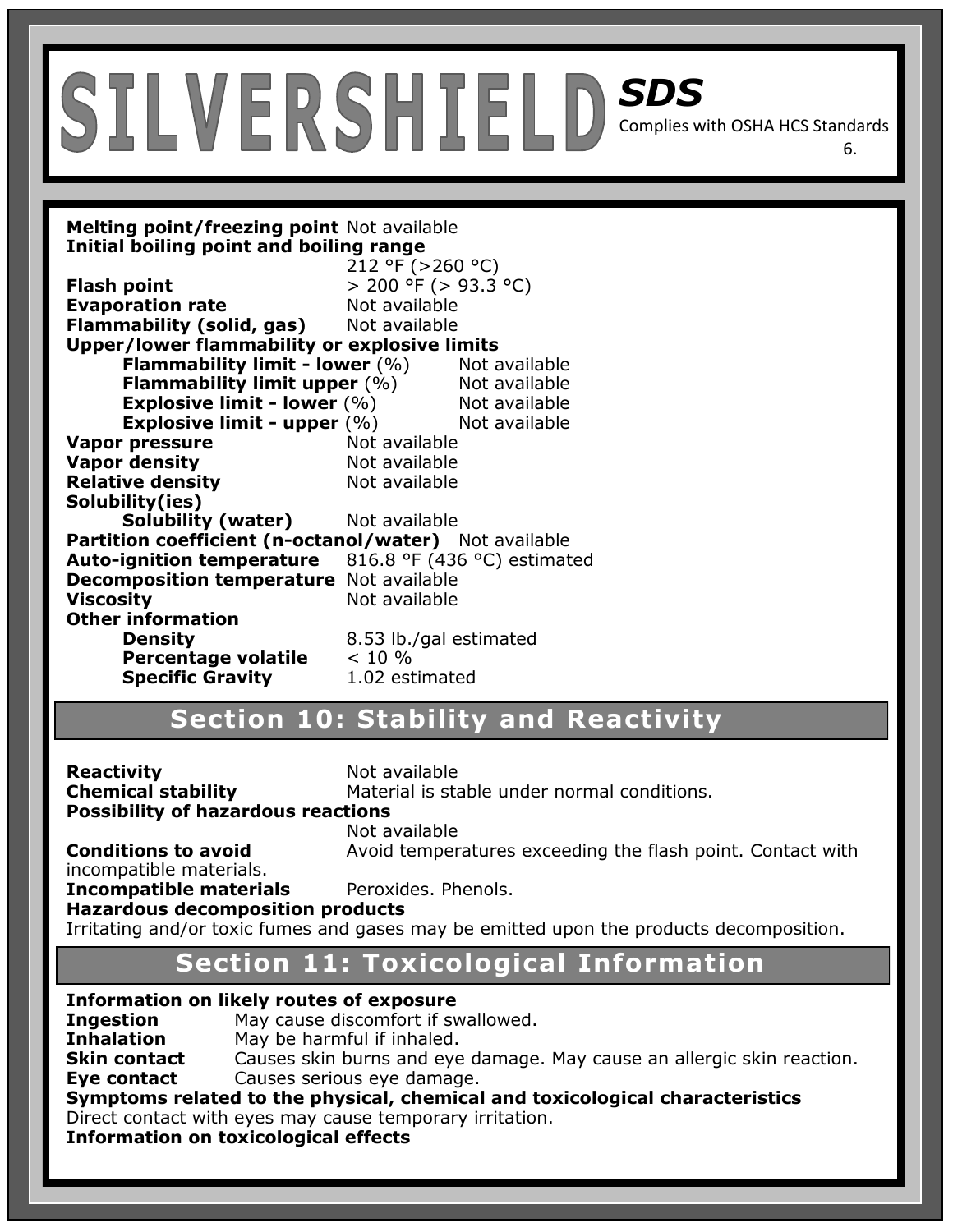**Melting point/freezing point** Not available

**Initial boiling point and boiling range**
212 °F (>260 °C)

**Flash point** > 200 °F (> 93.3 °C)

**Evaporation rate** Not available

**Flammability (solid, gas)** Not available

**Upper/lower flammability or explosive limits**

- **Flammability limit - lower** (%) Not available
- **Flammability limit upper** (%) Not available
- **Explosive limit - lower** (%) Not available
- **Explosive limit - upper** (%) Not available

**Vapor pressure** Not available

**Vapor density** Not available

**Relative density** Not available

**Solubility(ies)**

- **Solubility (water)** Not available

**Partition coefficient (n-octanol/water)** Not available

**Auto-ignition temperature** 816.8 °F (436 °C) estimated

**Decomposition temperature** Not available

**Viscosity** Not available

**Other information**

- **Density** 8.53 lb./gal estimated
- **Percentage volatile** < 10 %
- **Specific Gravity** 1.02 estimated

## Section 10: Stability and Reactivity

**Reactivity** Not available

**Chemical stability** Material is stable under normal conditions.

**Possibility of hazardous reactions**
Not available

**Conditions to avoid** Avoid temperatures exceeding the flash point. Contact with incompatible materials.

**Incompatible materials** Peroxides. Phenols.

**Hazardous decomposition products**
Irritating and/or toxic fumes and gases may be emitted upon the products decomposition.

## Section 11: Toxicological Information

**Information on likely routes of exposure**

**Ingestion** May cause discomfort if swallowed.

**Inhalation** May be harmful if inhaled.

**Skin contact** Causes skin burns and eye damage. May cause an allergic skin reaction.

**Eye contact** Causes serious eye damage.

**Symptoms related to the physical, chemical and toxicological characteristics**
Direct contact with eyes may cause temporary irritation.

**Information on toxicological effects**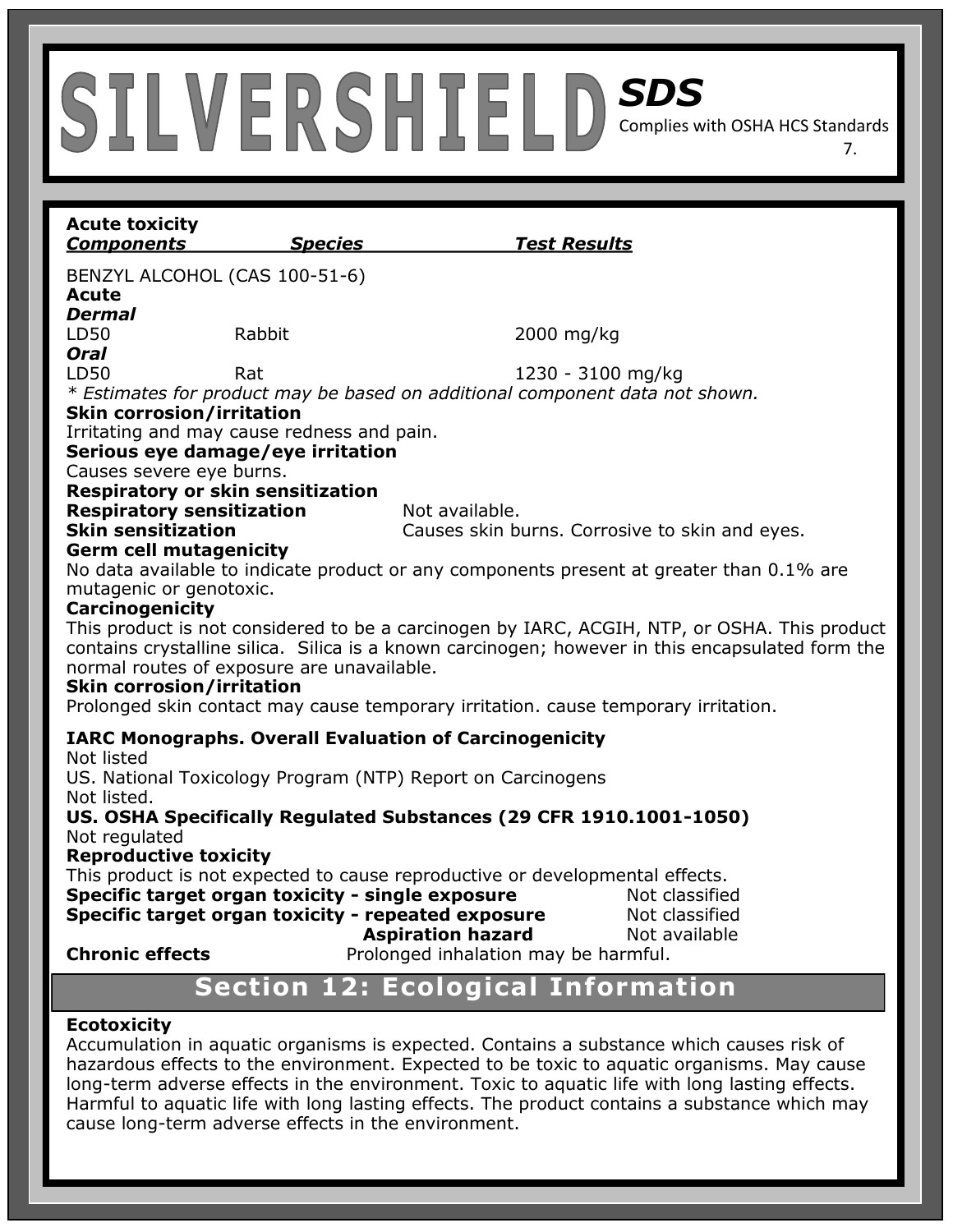**Acute toxicity**

| *Components* | *Species* | *Test Results* |
| --- | --- | --- |
| BENZYL ALCOHOL (CAS 100-51-6) | | |
| **Acute** | | |
| ***Dermal*** | | |
| LD50 | Rabbit | 2000 mg/kg |
| ***Oral*** | | |
| LD50 | Rat | 1230 - 3100 mg/kg |

*\* Estimates for product may be based on additional component data not shown.*

**Skin corrosion/irritation**
Irritating and may cause redness and pain.

**Serious eye damage/eye irritation**
Causes severe eye burns.

**Respiratory or skin sensitization**

**Respiratory sensitization** Not available.

**Skin sensitization** Causes skin burns. Corrosive to skin and eyes.

**Germ cell mutagenicity**
No data available to indicate product or any components present at greater than 0.1% are mutagenic or genotoxic.

**Carcinogenicity**
This product is not considered to be a carcinogen by IARC, ACGIH, NTP, or OSHA. This product contains crystalline silica. Silica is a known carcinogen; however in this encapsulated form the normal routes of exposure are unavailable.

**Skin corrosion/irritation**
Prolonged skin contact may cause temporary irritation. cause temporary irritation.

**IARC Monographs. Overall Evaluation of Carcinogenicity**
Not listed
US. National Toxicology Program (NTP) Report on Carcinogens
Not listed.

**US. OSHA Specifically Regulated Substances (29 CFR 1910.1001-1050)**
Not regulated

**Reproductive toxicity**
This product is not expected to cause reproductive or developmental effects.

**Specific target organ toxicity - single exposure** Not classified

**Specific target organ toxicity - repeated exposure** Not classified

**Aspiration hazard** Not available

**Chronic effects** Prolonged inhalation may be harmful.

## Section 12: Ecological Information

**Ecotoxicity**
Accumulation in aquatic organisms is expected. Contains a substance which causes risk of hazardous effects to the environment. Expected to be toxic to aquatic organisms. May cause long-term adverse effects in the environment. Toxic to aquatic life with long lasting effects. Harmful to aquatic life with long lasting effects. The product contains a substance which may cause long-term adverse effects in the environment.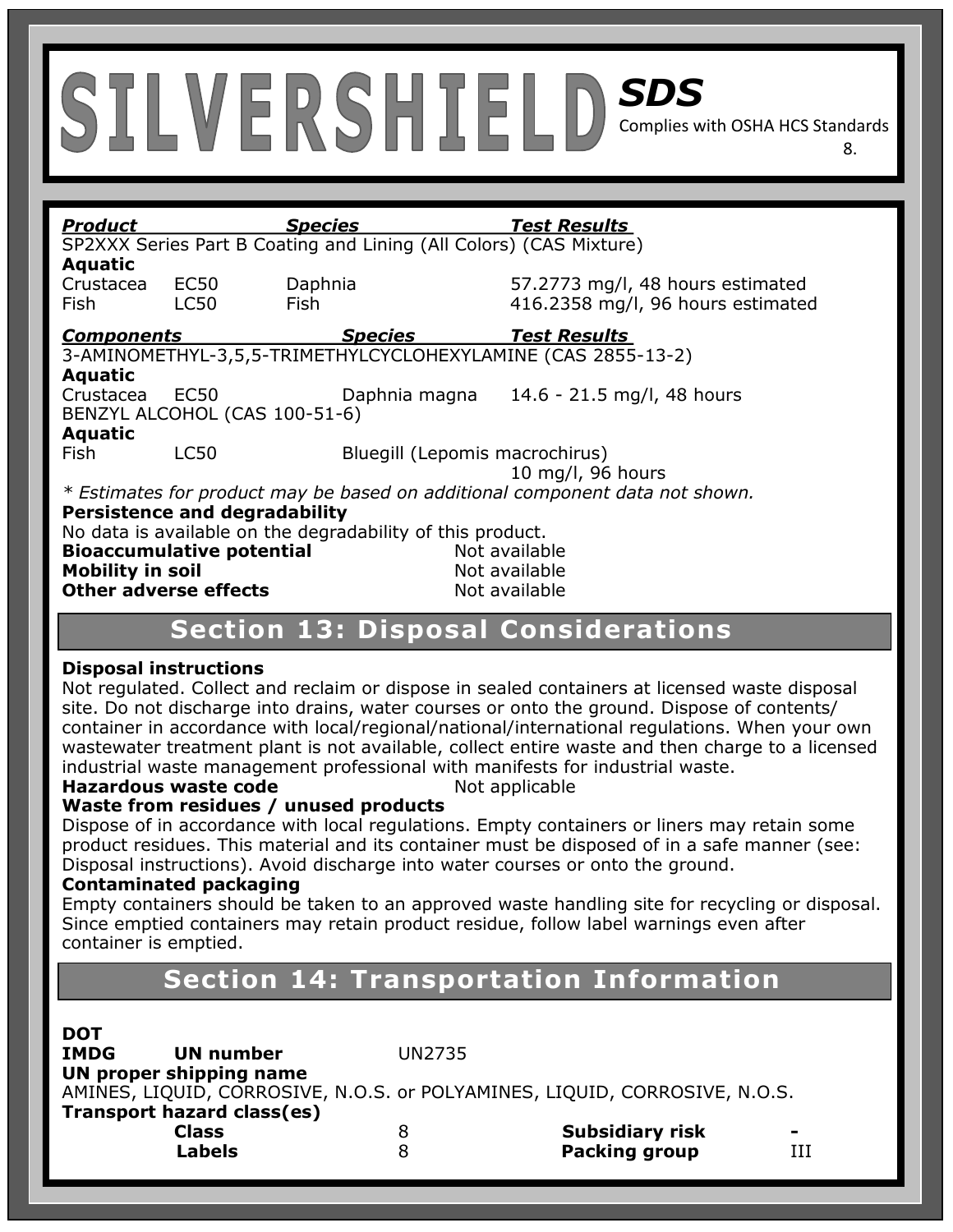| ***Product*** | | ***Species*** | ***Test Results*** |
|---|---|---|---|
| SP2XXX Series Part B Coating and Lining (All Colors) (CAS Mixture) | | | |
| **Aquatic** | | | |
| Crustacea | EC50 | Daphnia | 57.2773 mg/l, 48 hours estimated |
| Fish | LC50 | Fish | 416.2358 mg/l, 96 hours estimated |

| ***Components*** | | ***Species*** | ***Test Results*** |
|---|---|---|---|
| 3-AMINOMETHYL-3,5,5-TRIMETHYLCYCLOHEXYLAMINE (CAS 2855-13-2) | | | |
| **Aquatic** | | | |
| Crustacea | EC50 | Daphnia magna | 14.6 - 21.5 mg/l, 48 hours |
| BENZYL ALCOHOL (CAS 100-51-6) | | | |
| **Aquatic** | | | |
| Fish | LC50 | Bluegill (Lepomis macrochirus) | 10 mg/l, 96 hours |

*\* Estimates for product may be based on additional component data not shown.*

**Persistence and degradability**

No data is available on the degradability of this product.

**Bioaccumulative potential** Not available

**Mobility in soil** Not available

**Other adverse effects** Not available

## Section 13: Disposal Considerations

**Disposal instructions**

Not regulated. Collect and reclaim or dispose in sealed containers at licensed waste disposal site. Do not discharge into drains, water courses or onto the ground. Dispose of contents/ container in accordance with local/regional/national/international regulations. When your own wastewater treatment plant is not available, collect entire waste and then charge to a licensed industrial waste management professional with manifests for industrial waste.

**Hazardous waste code** Not applicable

**Waste from residues / unused products**

Dispose of in accordance with local regulations. Empty containers or liners may retain some product residues. This material and its container must be disposed of in a safe manner (see: Disposal instructions). Avoid discharge into water courses or onto the ground.

**Contaminated packaging**

Empty containers should be taken to an approved waste handling site for recycling or disposal. Since emptied containers may retain product residue, follow label warnings even after container is emptied.

## Section 14: Transportation Information

**DOT**

**IMDG** **UN number** UN2735

**UN proper shipping name**

AMINES, LIQUID, CORROSIVE, N.O.S. or POLYAMINES, LIQUID, CORROSIVE, N.O.S.

**Transport hazard class(es)**

| | | | |
|---|---|---|---|
| **Class** | 8 | **Subsidiary risk** | - |
| **Labels** | 8 | **Packing group** | III |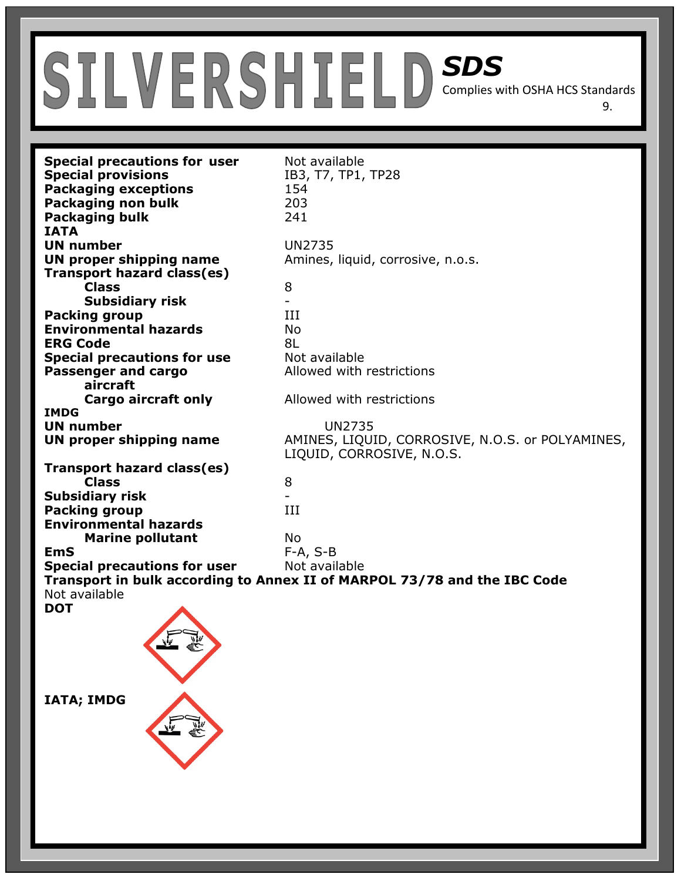| | |
|---|---|
| **Special precautions for user** | Not available |
| **Special provisions** | IB3, T7, TP1, TP28 |
| **Packaging exceptions** | 154 |
| **Packaging non bulk** | 203 |
| **Packaging bulk** | 241 |

**IATA**

| | |
|---|---|
| **UN number** | UN2735 |
| **UN proper shipping name** | Amines, liquid, corrosive, n.o.s. |
| **Transport hazard class(es)** | |
| **Class** | 8 |
| **Subsidiary risk** | - |
| **Packing group** | III |
| **Environmental hazards** | No |
| **ERG Code** | 8L |
| **Special precautions for use** | Not available |
| **Passenger and cargo aircraft** | Allowed with restrictions |
| **Cargo aircraft only** | Allowed with restrictions |

**IMDG**

| | |
|---|---|
| **UN number** | UN2735 |
| **UN proper shipping name** | AMINES, LIQUID, CORROSIVE, N.O.S. or POLYAMINES, LIQUID, CORROSIVE, N.O.S. |
| **Transport hazard class(es)** | |
| **Class** | 8 |
| **Subsidiary risk** | - |
| **Packing group** | III |
| **Environmental hazards** | |
| **Marine pollutant** | No |
| **EmS** | F-A, S-B |
| **Special precautions for user** | Not available |

**Transport in bulk according to Annex II of MARPOL 73/78 and the IBC Code**

Not available

**DOT**

**IATA; IMDG**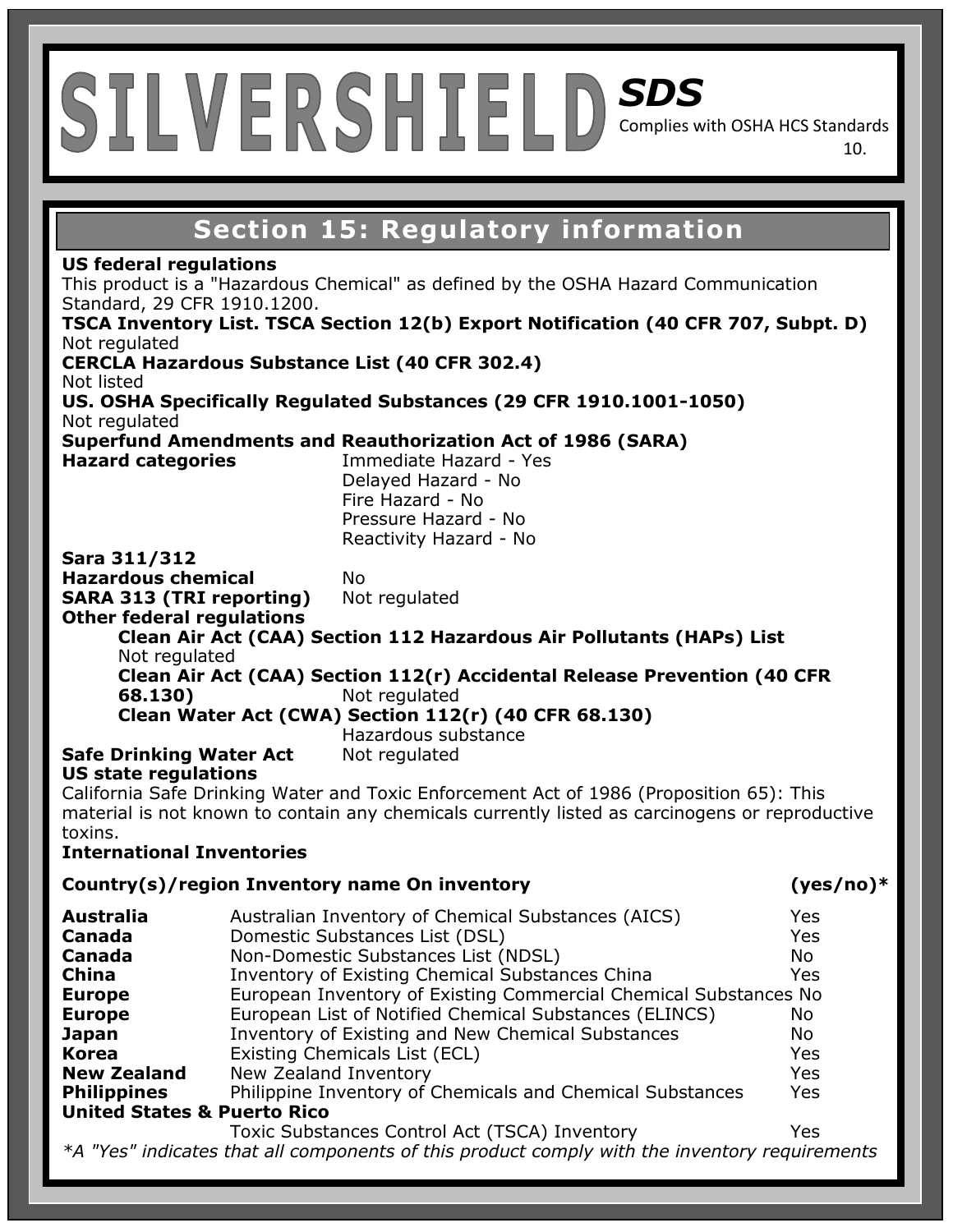# SILVERSHIELD *SDS*

Complies with OSHA HCS Standards

## Section 15: Regulatory information

**US federal regulations**

This product is a "Hazardous Chemical" as defined by the OSHA Hazard Communication Standard, 29 CFR 1910.1200.

**TSCA Inventory List. TSCA Section 12(b) Export Notification (40 CFR 707, Subpt. D)**

Not regulated

**CERCLA Hazardous Substance List (40 CFR 302.4)**

Not listed

**US. OSHA Specifically Regulated Substances (29 CFR 1910.1001-1050)**

Not regulated

**Superfund Amendments and Reauthorization Act of 1986 (SARA)**

**Hazard categories**
- Immediate Hazard - Yes
- Delayed Hazard - No
- Fire Hazard - No
- Pressure Hazard - No
- Reactivity Hazard - No

**Sara 311/312**

**Hazardous chemical** No

**SARA 313 (TRI reporting)** Not regulated

**Other federal regulations**

**Clean Air Act (CAA) Section 112 Hazardous Air Pollutants (HAPs) List**

Not regulated

**Clean Air Act (CAA) Section 112(r) Accidental Release Prevention (40 CFR 68.130)** Not regulated

**Clean Water Act (CWA) Section 112(r) (40 CFR 68.130)**

Hazardous substance

**Safe Drinking Water Act** Not regulated

**US state regulations**

California Safe Drinking Water and Toxic Enforcement Act of 1986 (Proposition 65): This material is not known to contain any chemicals currently listed as carcinogens or reproductive toxins.

**International Inventories**

| Country(s)/region | Inventory name | On inventory (yes/no)* |
|---|---|---|
| **Australia** | Australian Inventory of Chemical Substances (AICS) | Yes |
| **Canada** | Domestic Substances List (DSL) | Yes |
| **Canada** | Non-Domestic Substances List (NDSL) | No |
| **China** | Inventory of Existing Chemical Substances China | Yes |
| **Europe** | European Inventory of Existing Commercial Chemical Substances | No |
| **Europe** | European List of Notified Chemical Substances (ELINCS) | No |
| **Japan** | Inventory of Existing and New Chemical Substances | No |
| **Korea** | Existing Chemicals List (ECL) | Yes |
| **New Zealand** | New Zealand Inventory | Yes |
| **Philippines** | Philippine Inventory of Chemicals and Chemical Substances | Yes |
| **United States & Puerto Rico** | Toxic Substances Control Act (TSCA) Inventory | Yes |

*\*A "Yes" indicates that all components of this product comply with the inventory requirements*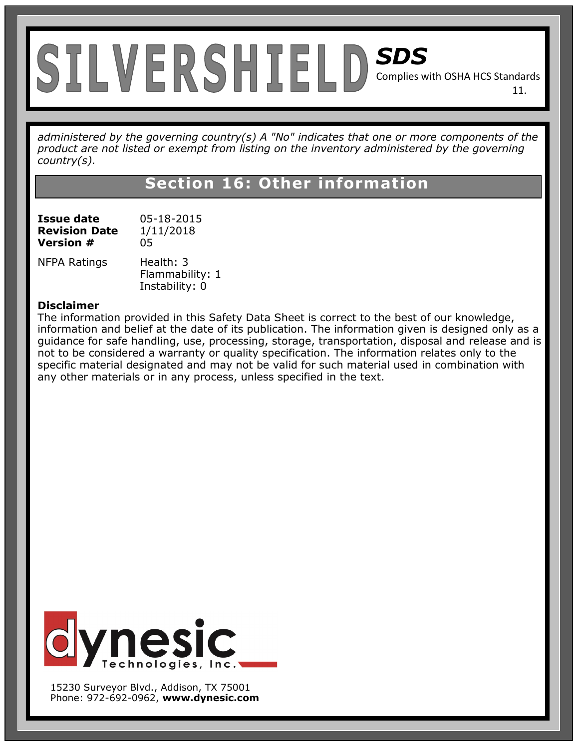*administered by the governing country(s) A "No" indicates that one or more components of the product are not listed or exempt from listing on the inventory administered by the governing country(s).*

## Section 16: Other information

**Issue date** 05-18-2015
**Revision Date** 1/11/2018
**Version #** 05

NFPA Ratings
Health: 3
Flammability: 1
Instability: 0

**Disclaimer**
The information provided in this Safety Data Sheet is correct to the best of our knowledge, information and belief at the date of its publication. The information given is designed only as a guidance for safe handling, use, processing, storage, transportation, disposal and release and is not to be considered a warranty or quality specification. The information relates only to the specific material designated and may not be valid for such material used in combination with any other materials or in any process, unless specified in the text.

dynesic Technologies, Inc.

15230 Surveyor Blvd., Addison, TX 75001
Phone: 972-692-0962, **www.dynesic.com**